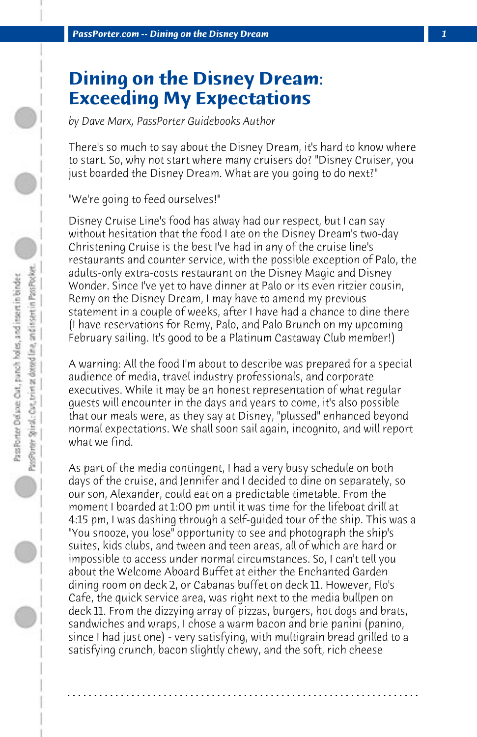# Dining on the Disney Dream: Exceeding My Expectations

*by Dave Marx, PassPorter Guidebooks Author*

There's so much to say about the Disney Dream, it's hard to know where to start. So, why not start where many cruisers do? "Disney Cruiser, you just boarded the Disney Dream. What are you going to do next?"

"We're going to feed ourselves!"

Disney Cruise Line's food has alway had our respect, but I can say without hesitation that the food I ate on the Disney Dream's two-day Christening Cruise is the best I've had in any of the cruise line's restaurants and counter service, with the possible exception of Palo, the adults-only extra-costs restaurant on the Disney Magic and Disney Wonder. Since I've yet to have dinner at Palo or its even ritzier cousin, Remy on the Disney Dream, I may have to amend my previous statement in a couple of weeks, after I have had a chance to dine there (I have reservations for Remy, Palo, and Palo Brunch on my upcoming February sailing. It's good to be a Platinum Castaway Club member!)

A warning: All the food I'm about to describe was prepared for a special audience of media, travel industry professionals, and corporate executives. While it may be an honest representation of what regular guests will encounter in the days and years to come, it's also possible that our meals were, as they say at Disney, "plussed" enhanced beyond normal expectations. We shall soon sail again, incognito, and will report what we find.

As part of the media contingent, I had a very busy schedule on both days of the cruise, and Jennifer and I decided to dine on separately, so our son, Alexander, could eat on a predictable timetable. From the moment I boarded at 1:00 pm until it was time for the lifeboat drill at 4:15 pm, I was dashing through a self-guided tour of the ship. This was a "You snooze, you lose" opportunity to see and photograph the ship's suites, kids clubs, and tween and teen areas, all of which are hard or impossible to access under normal circumstances. So, I can't tell you about the Welcome Aboard Buffet at either the Enchanted Garden dining room on deck 2, or Cabanas buffet on deck 11. However, Flo's Cafe, the quick service area, was right next to the media bullpen on deck 11. From the dizzying array of pizzas, burgers, hot dogs and brats, sandwiches and wraps, I chose a warm bacon and brie panini (panino, since I had just one) - very satisfying, with multigrain bread grilled to a satisfying crunch, bacon slightly chewy, and the soft, rich cheese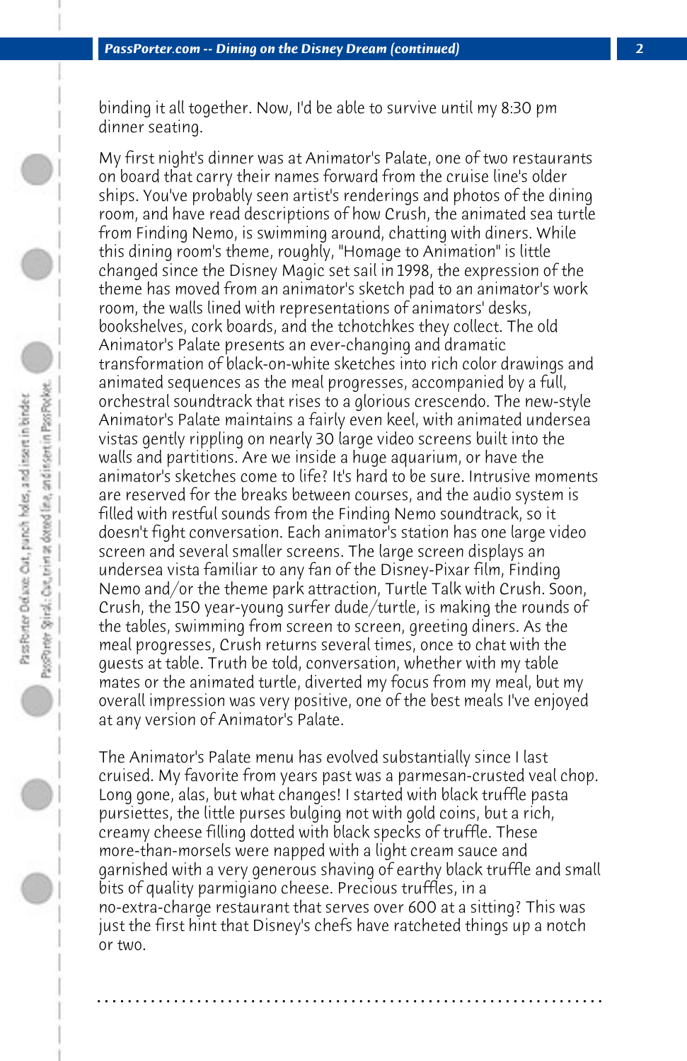binding it all together. Now, I'd be able to survive until my 8:30 pm dinner seating.

My first night's dinner was at Animator's Palate, one of two restaurants on board that carry their names forward from the cruise line's older ships. You've probably seen artist's renderings and photos of the dining room, and have read descriptions of how Crush, the animated sea turtle from Finding Nemo, is swimming around, chatting with diners. While this dining room's theme, roughly, "Homage to Animation" is little changed since the Disney Magic set sail in 1998, the expression of the theme has moved from an animator's sketch pad to an animator's work room, the walls lined with representations of animators' desks, bookshelves, cork boards, and the tchotchkes they collect. The old Animator's Palate presents an ever-changing and dramatic transformation of black-on-white sketches into rich color drawings and animated sequences as the meal progresses, accompanied by a full, orchestral soundtrack that rises to a glorious crescendo. The new-style Animator's Palate maintains a fairly even keel, with animated undersea vistas gently rippling on nearly 30 large video screens built into the walls and partitions. Are we inside a huge aquarium, or have the animator's sketches come to life? It's hard to be sure. Intrusive moments are reserved for the breaks between courses, and the audio system is filled with restful sounds from the Finding Nemo soundtrack, so it doesn't fight conversation. Each animator's station has one large video screen and several smaller screens. The large screen displays an undersea vista familiar to any fan of the Disney-Pixar film, Finding Nemo and/or the theme park attraction, Turtle Talk with Crush. Soon, Crush, the 150 year-young surfer dude/turtle, is making the rounds of the tables, swimming from screen to screen, greeting diners. As the meal progresses, Crush returns several times, once to chat with the guests at table. Truth be told, conversation, whether with my table mates or the animated turtle, diverted my focus from my meal, but my overall impression was very positive, one of the best meals I've enjoyed at any version of Animator's Palate.

The Animator's Palate menu has evolved substantially since I last cruised. My favorite from years past was a parmesan-crusted veal chop. Long gone, alas, but what changes! I started with black truffle pasta pursiettes, the little purses bulging not with gold coins, but a rich, creamy cheese filling dotted with black specks of truffle. These more-than-morsels were napped with a light cream sauce and garnished with a very generous shaving of earthy black truffle and small bits of quality parmigiano cheese. Precious truffles, in a no-extra-charge restaurant that serves over 600 at a sitting? This was just the first hint that Disney's chefs have ratcheted things up a notch or two.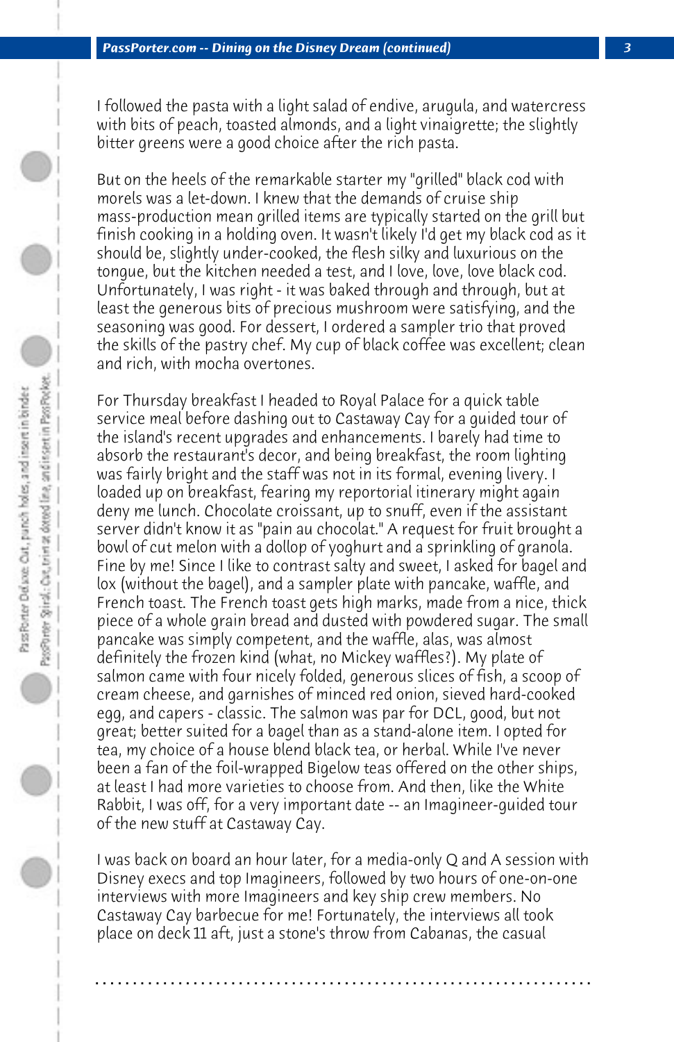I followed the pasta with a light salad of endive, arugula, and watercress with bits of peach, toasted almonds, and a light vinaigrette; the slightly bitter greens were a good choice after the rich pasta.

But on the heels of the remarkable starter my "grilled" black cod with morels was a let-down. I knew that the demands of cruise ship mass-production mean grilled items are typically started on the grill but finish cooking in a holding oven. It wasn't likely I'd get my black cod as it should be, slightly under-cooked, the flesh silky and luxurious on the tongue, but the kitchen needed a test, and I love, love, love black cod. Unfortunately, I was right - it was baked through and through, but at least the generous bits of precious mushroom were satisfying, and the seasoning was good. For dessert, I ordered a sampler trio that proved the skills of the pastry chef. My cup of black coffee was excellent; clean and rich, with mocha overtones.

For Thursday breakfast I headed to Royal Palace for a quick table service meal before dashing out to Castaway Cay for a guided tour of the island's recent upgrades and enhancements. I barely had time to absorb the restaurant's decor, and being breakfast, the room lighting was fairly bright and the staff was not in its formal, evening livery. I loaded up on breakfast, fearing my reportorial itinerary might again deny me lunch. Chocolate croissant, up to snuff, even if the assistant server didn't know it as "pain au chocolat." A request for fruit brought a bowl of cut melon with a dollop of yoghurt and a sprinkling of granola. Fine by me! Since I like to contrast salty and sweet, I asked for bagel and lox (without the bagel), and a sampler plate with pancake, waffle, and French toast. The French toast gets high marks, made from a nice, thick piece of a whole grain bread and dusted with powdered sugar. The small pancake was simply competent, and the waffle, alas, was almost definitely the frozen kind (what, no Mickey waffles?). My plate of salmon came with four nicely folded, generous slices of fish, a scoop of cream cheese, and garnishes of minced red onion, sieved hard-cooked egg, and capers - classic. The salmon was par for DCL, good, but not great; better suited for a bagel than as a stand-alone item. I opted for tea, my choice of a house blend black tea, or herbal. While I've never been a fan of the foil-wrapped Bigelow teas offered on the other ships, at least I had more varieties to choose from. And then, like the White Rabbit, I was off, for a very important date -- an Imagineer-guided tour of the new stuff at Castaway Cay.

I was back on board an hour later, for a media-only Q and A session with Disney execs and top Imagineers, followed by two hours of one-on-one interviews with more Imagineers and key ship crew members. No Castaway Cay barbecue for me! Fortunately, the interviews all took place on deck 11 aft, just a stone's throw from Cabanas, the casual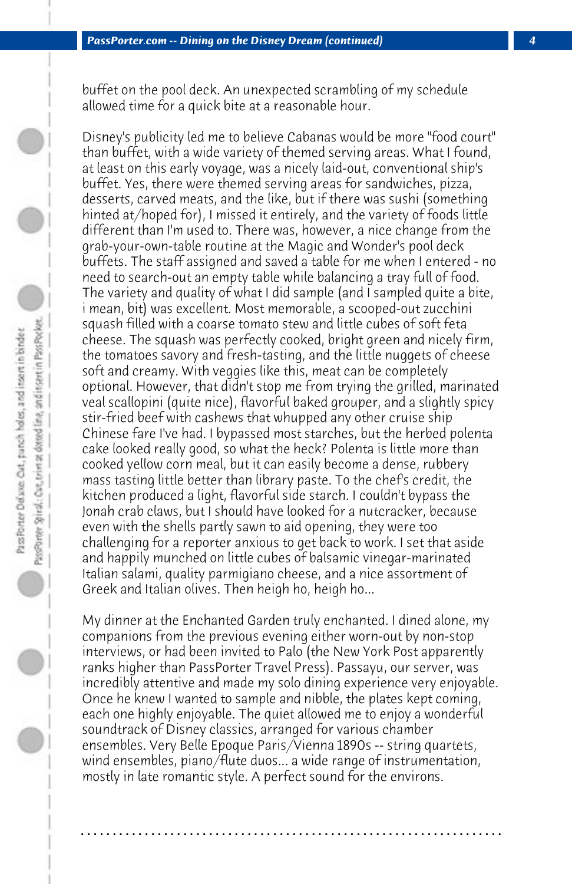buffet on the pool deck. An unexpected scrambling of my schedule allowed time for a quick bite at a reasonable hour.

Disney's publicity led me to believe Cabanas would be more "food court" than buffet, with a wide variety of themed serving areas. What I found, at least on this early voyage, was a nicely laid-out, conventional ship's buffet. Yes, there were themed serving areas for sandwiches, pizza, desserts, carved meats, and the like, but if there was sushi (something hinted at/hoped for), I missed it entirely, and the variety of foods little different than I'm used to. There was, however, a nice change from the grab-your-own-table routine at the Magic and Wonder's pool deck buffets. The staff assigned and saved a table for me when I entered - no need to search-out an empty table while balancing a tray full of food. The variety and quality of what I did sample (and I sampled quite a bite, i mean, bit) was excellent. Most memorable, a scooped-out zucchini squash filled with a coarse tomato stew and little cubes of soft feta cheese. The squash was perfectly cooked, bright green and nicely firm, the tomatoes savory and fresh-tasting, and the little nuggets of cheese soft and creamy. With veggies like this, meat can be completely optional. However, that didn't stop me from trying the grilled, marinated veal scallopini (quite nice), flavorful baked grouper, and a slightly spicy stir-fried beef with cashews that whupped any other cruise ship Chinese fare I've had. I bypassed most starches, but the herbed polenta cake looked really good, so what the heck? Polenta is little more than cooked yellow corn meal, but it can easily become a dense, rubbery mass tasting little better than library paste. To the chef's credit, the kitchen produced a light, flavorful side starch. I couldn't bypass the Jonah crab claws, but I should have looked for a nutcracker, because even with the shells partly sawn to aid opening, they were too challenging for a reporter anxious to get back to work. I set that aside and happily munched on little cubes of balsamic vinegar-marinated Italian salami, quality parmigiano cheese, and a nice assortment of Greek and Italian olives. Then heigh ho, heigh ho...

My dinner at the Enchanted Garden truly enchanted. I dined alone, my companions from the previous evening either worn-out by non-stop interviews, or had been invited to Palo (the New York Post apparently ranks higher than PassPorter Travel Press). Passayu, our server, was incredibly attentive and made my solo dining experience very enjoyable. Once he knew I wanted to sample and nibble, the plates kept coming, each one highly enjoyable. The quiet allowed me to enjoy a wonderful soundtrack of Disney classics, arranged for various chamber ensembles. Very Belle Epoque Paris/Vienna 1890s -- string quartets, wind ensembles, piano/flute duos... a wide range of instrumentation, mostly in late romantic style. A perfect sound for the environs.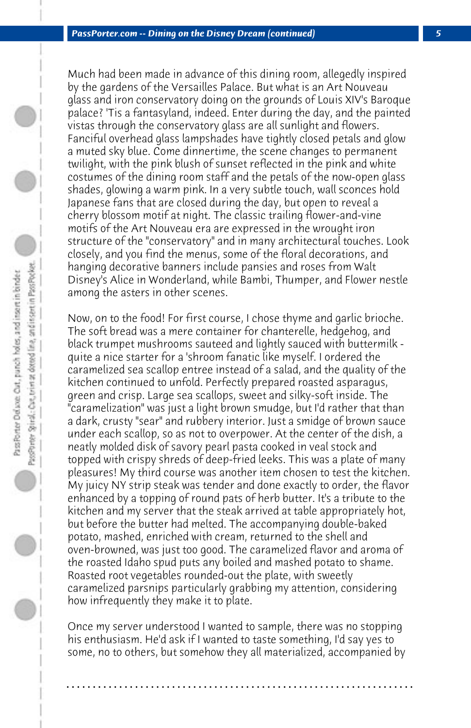Much had been made in advance of this dining room, allegedly inspired by the gardens of the Versailles Palace. But what is an Art Nouveau glass and iron conservatory doing on the grounds of Louis XIV's Baroque palace? 'Tis a fantasyland, indeed. Enter during the day, and the painted vistas through the conservatory glass are all sunlight and flowers. Fanciful overhead glass lampshades have tightly closed petals and glow a muted sky blue. Come dinnertime, the scene changes to permanent twilight, with the pink blush of sunset reflected in the pink and white costumes of the dining room staff and the petals of the now-open glass shades, glowing a warm pink. In a very subtle touch, wall sconces hold Japanese fans that are closed during the day, but open to reveal a cherry blossom motif at night. The classic trailing flower-and-vine motifs of the Art Nouveau era are expressed in the wrought iron structure of the "conservatory" and in many architectural touches. Look closely, and you find the menus, some of the floral decorations, and hanging decorative banners include pansies and roses from Walt Disney's Alice in Wonderland, while Bambi, Thumper, and Flower nestle among the asters in other scenes.

Now, on to the food! For first course, I chose thyme and garlic brioche. The soft bread was a mere container for chanterelle, hedgehog, and black trumpet mushrooms sauteed and lightly sauced with buttermilk - quite a nice starter for a 'shroom fanatic like myself. I ordered the caramelized sea scallop entree instead of a salad, and the quality of the kitchen continued to unfold. Perfectly prepared roasted asparagus, green and crisp. Large sea scallops, sweet and silky-soft inside. The "caramelization" was just a light brown smudge, but I'd rather that than a dark, crusty "sear" and rubbery interior. Just a smidge of brown sauce under each scallop, so as not to overpower. At the center of the dish, a neatly molded disk of savory pearl pasta cooked in veal stock and topped with crispy shreds of deep-fried leeks. This was a plate of many pleasures! My third course was another item chosen to test the kitchen. My juicy NY strip steak was tender and done exactly to order, the flavor enhanced by a topping of round pats of herb butter. It's a tribute to the kitchen and my server that the steak arrived at table appropriately hot, but before the butter had melted. The accompanying double-baked potato, mashed, enriched with cream, returned to the shell and oven-browned, was just too good. The caramelized flavor and aroma of the roasted Idaho spud puts any boiled and mashed potato to shame. Roasted root vegetables rounded-out the plate, with sweetly caramelized parsnips particularly grabbing my attention, considering how infrequently they make it to plate.

Once my server understood I wanted to sample, there was no stopping his enthusiasm. He'd ask if I wanted to taste something, I'd say yes to some, no to others, but somehow they all materialized, accompanied by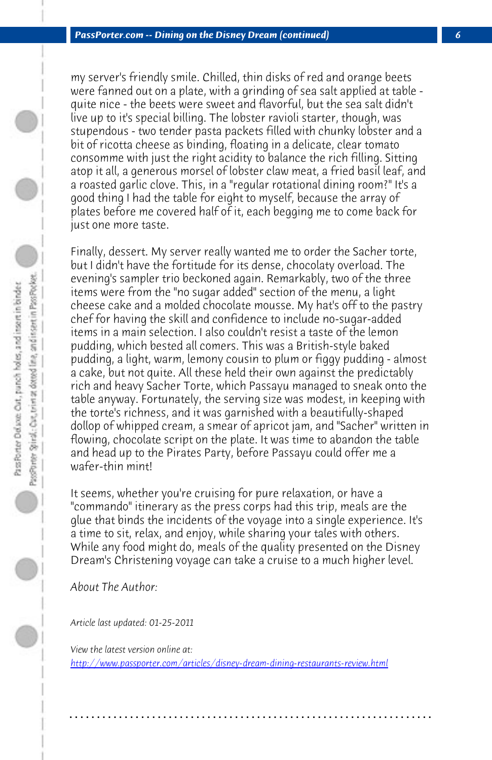my server's friendly smile. Chilled, thin disks of red and orange beets were fanned out on a plate, with a grinding of sea salt applied at table - quite nice - the beets were sweet and flavorful, but the sea salt didn't live up to it's special billing. The lobster ravioli starter, though, was stupendous - two tender pasta packets filled with chunky lobster and a bit of ricotta cheese as binding, floating in a delicate, clear tomato consomme with just the right acidity to balance the rich filling. Sitting atop it all, a generous morsel of lobster claw meat, a fried basil leaf, and a roasted garlic clove. This, in a "regular rotational dining room?" It's a good thing I had the table for eight to myself, because the array of plates before me covered half of it, each begging me to come back for just one more taste.

Finally, dessert. My server really wanted me to order the Sacher torte, but I didn't have the fortitude for its dense, chocolaty overload. The evening's sampler trio beckoned again. Remarkably, two of the three items were from the "no sugar added" section of the menu, a light cheese cake and a molded chocolate mousse. My hat's off to the pastry chef for having the skill and confidence to include no-sugar-added items in a main selection. I also couldn't resist a taste of the lemon pudding, which bested all comers. This was a British-style baked pudding, a light, warm, lemony cousin to plum or figgy pudding - almost a cake, but not quite. All these held their own against the predictably rich and heavy Sacher Torte, which Passayu managed to sneak onto the table anyway. Fortunately, the serving size was modest, in keeping with the torte's richness, and it was garnished with a beautifully-shaped dollop of whipped cream, a smear of apricot jam, and "Sacher" written in flowing, chocolate script on the plate. It was time to abandon the table and head up to the Pirates Party, before Passayu could offer me a wafer-thin mint!

It seems, whether you're cruising for pure relaxation, or have a "commando" itinerary as the press corps had this trip, meals are the glue that binds the incidents of the voyage into a single experience. It's a time to sit, relax, and enjoy, while sharing your tales with others. While any food might do, meals of the quality presented on the Disney Dream's Christening voyage can take a cruise to a much higher level.

*About The Author:*

*Article last updated: 01-25-2011*

*View the latest version online at:*
[http://www.passporter.com/articles/disney-dream-dining-restaurants-review.html](http://www.passporter.com/articles/disney-dream-dining-restaurants-review.html)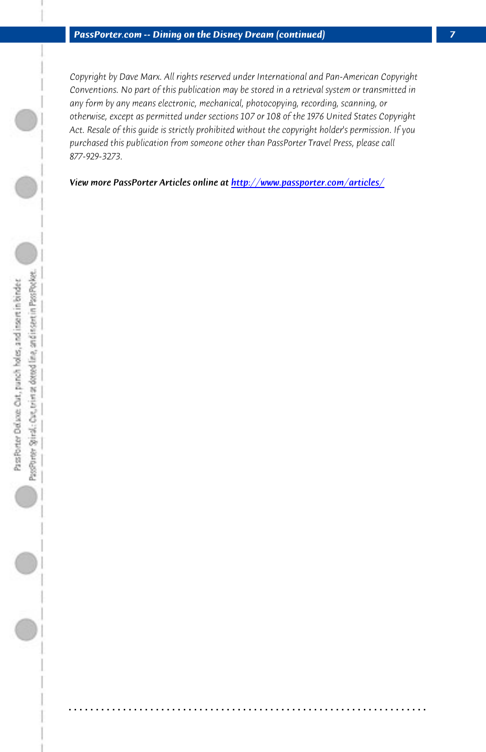*Copyright by Dave Marx. All rights reserved under International and Pan-American Copyright Conventions. No part of this publication may be stored in a retrieval system or transmitted in any form by any means electronic, mechanical, photocopying, recording, scanning, or otherwise, except as permitted under sections 107 or 108 of the 1976 United States Copyright Act. Resale of this guide is strictly prohibited without the copyright holder's permission. If you purchased this publication from someone other than PassPorter Travel Press, please call 877-929-3273.*

***View more PassPorter Articles online at [http://www.passporter.com/articles/](http://www.passporter.com/articles/)***